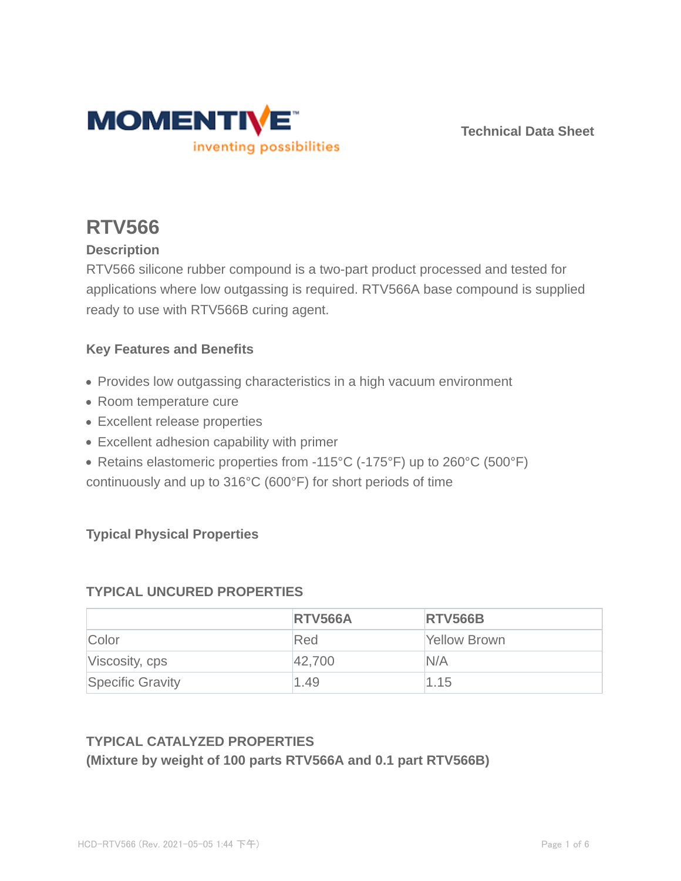MOMENTIVE

inventing possibilities

Technical Data Sheet

# RTV566

## Description

RTV566 silicone rubber compound is a two-part product processed and tested for applications where low outgassing is required. RTV566A base compound is supplied ready to use with RTV566B curing agent.

## Key Features and Benefits

- Provides low outgassing characteristics in a high vacuum environment
- Room temperature cure
- Excellent release properties
- Excellent adhesion capability with primer
- Retains elastomeric properties from -115°C (-175°F) up to 260°C (500°F) continuously and up to 316°C (600°F) for short periods of time

## Typical Physical Properties

### TYPICAL UNCURED PROPERTIES

| | RTV566A | RTV566B |
|---|---|---|
| Color | Red | Yellow Brown |
| Viscosity, cps | 42,700 | N/A |
| Specific Gravity | 1.49 | 1.15 |

### TYPICAL CATALYZED PROPERTIES
**(Mixture by weight of 100 parts RTV566A and 0.1 part RTV566B)**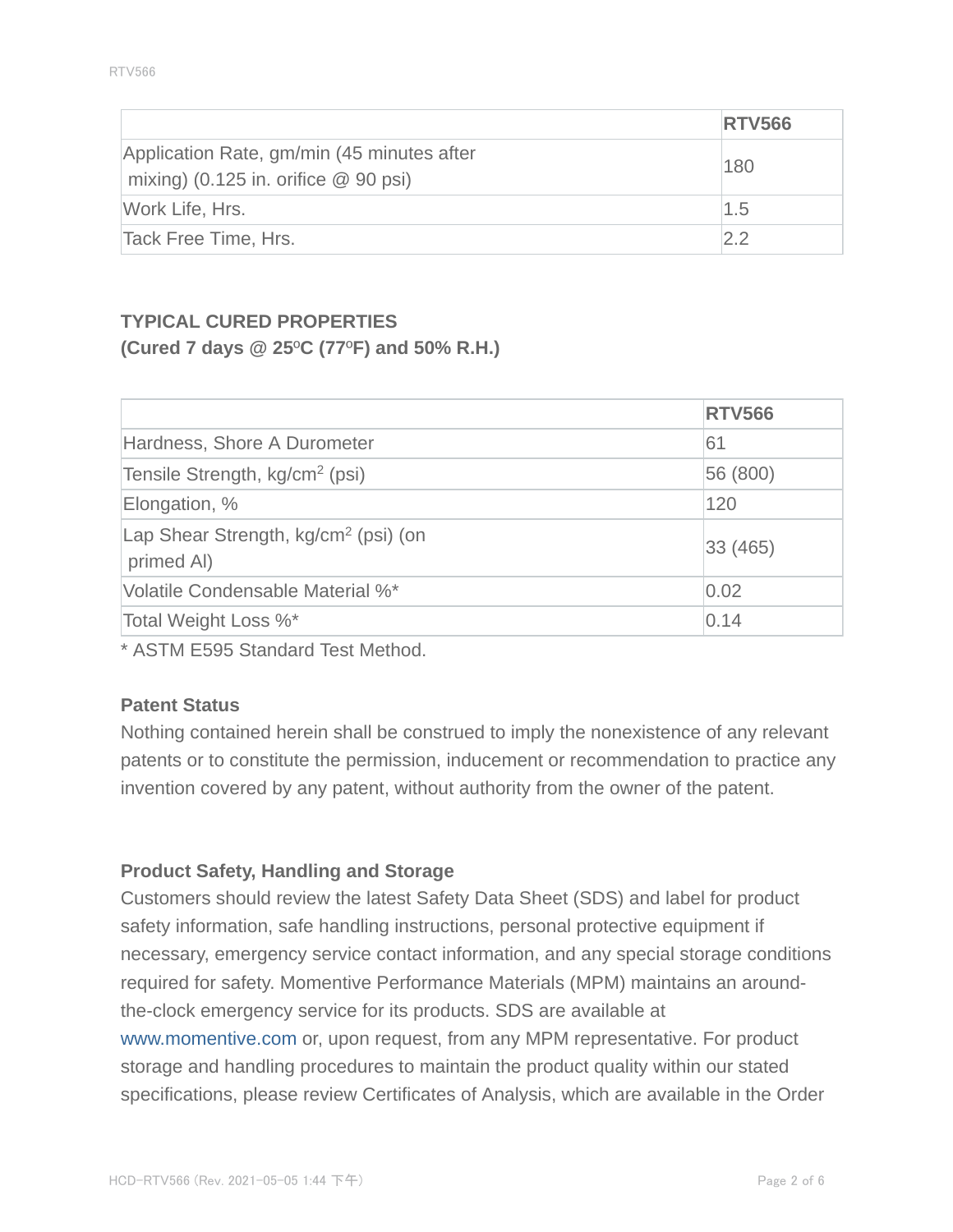| | RTV566 |
|---|---|
| Application Rate, gm/min (45 minutes after mixing) (0.125 in. orifice @ 90 psi) | 180 |
| Work Life, Hrs. | 1.5 |
| Tack Free Time, Hrs. | 2.2 |

### TYPICAL CURED PROPERTIES
### (Cured 7 days @ 25ºC (77ºF) and 50% R.H.)

| | RTV566 |
|---|---|
| Hardness, Shore A Durometer | 61 |
| Tensile Strength, kg/cm$^2$ (psi) | 56 (800) |
| Elongation, % | 120 |
| Lap Shear Strength, kg/cm$^2$ (psi) (on primed Al) | 33 (465) |
| Volatile Condensable Material %* | 0.02 |
| Total Weight Loss %* | 0.14 |

* ASTM E595 Standard Test Method.

#### Patent Status

Nothing contained herein shall be construed to imply the nonexistence of any relevant patents or to constitute the permission, inducement or recommendation to practice any invention covered by any patent, without authority from the owner of the patent.

#### Product Safety, Handling and Storage

Customers should review the latest Safety Data Sheet (SDS) and label for product safety information, safe handling instructions, personal protective equipment if necessary, emergency service contact information, and any special storage conditions required for safety. Momentive Performance Materials (MPM) maintains an around-the-clock emergency service for its products. SDS are available at www.momentive.com or, upon request, from any MPM representative. For product storage and handling procedures to maintain the product quality within our stated specifications, please review Certificates of Analysis, which are available in the Order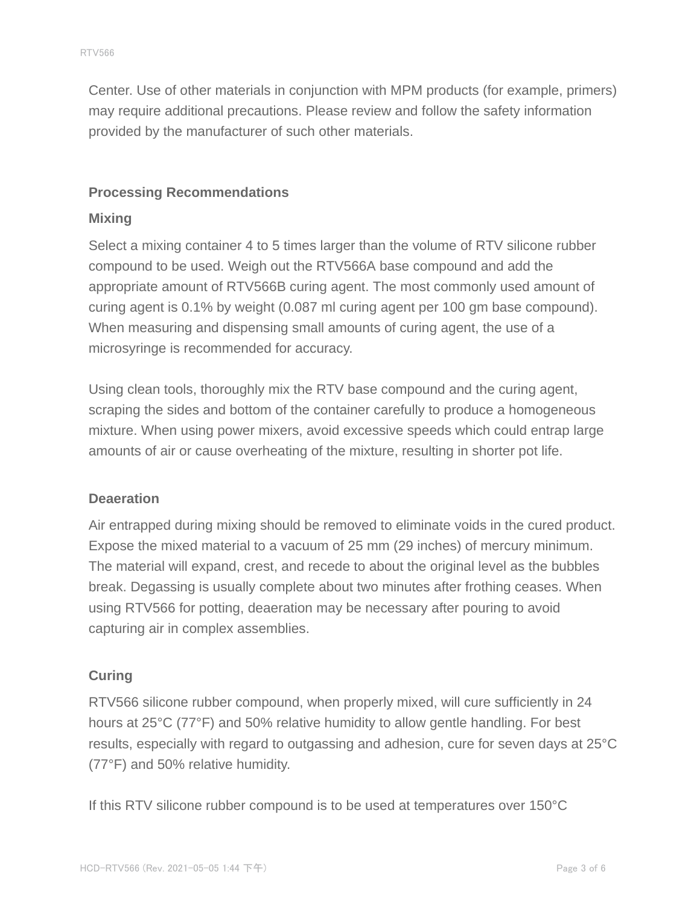Center. Use of other materials in conjunction with MPM products (for example, primers) may require additional precautions. Please review and follow the safety information provided by the manufacturer of such other materials.

## Processing Recommendations

### Mixing

Select a mixing container 4 to 5 times larger than the volume of RTV silicone rubber compound to be used. Weigh out the RTV566A base compound and add the appropriate amount of RTV566B curing agent. The most commonly used amount of curing agent is 0.1% by weight (0.087 ml curing agent per 100 gm base compound). When measuring and dispensing small amounts of curing agent, the use of a microsyringe is recommended for accuracy.

Using clean tools, thoroughly mix the RTV base compound and the curing agent, scraping the sides and bottom of the container carefully to produce a homogeneous mixture. When using power mixers, avoid excessive speeds which could entrap large amounts of air or cause overheating of the mixture, resulting in shorter pot life.

### Deaeration

Air entrapped during mixing should be removed to eliminate voids in the cured product. Expose the mixed material to a vacuum of 25 mm (29 inches) of mercury minimum. The material will expand, crest, and recede to about the original level as the bubbles break. Degassing is usually complete about two minutes after frothing ceases. When using RTV566 for potting, deaeration may be necessary after pouring to avoid capturing air in complex assemblies.

### Curing

RTV566 silicone rubber compound, when properly mixed, will cure sufficiently in 24 hours at 25°C (77°F) and 50% relative humidity to allow gentle handling. For best results, especially with regard to outgassing and adhesion, cure for seven days at 25°C (77°F) and 50% relative humidity.

If this RTV silicone rubber compound is to be used at temperatures over 150°C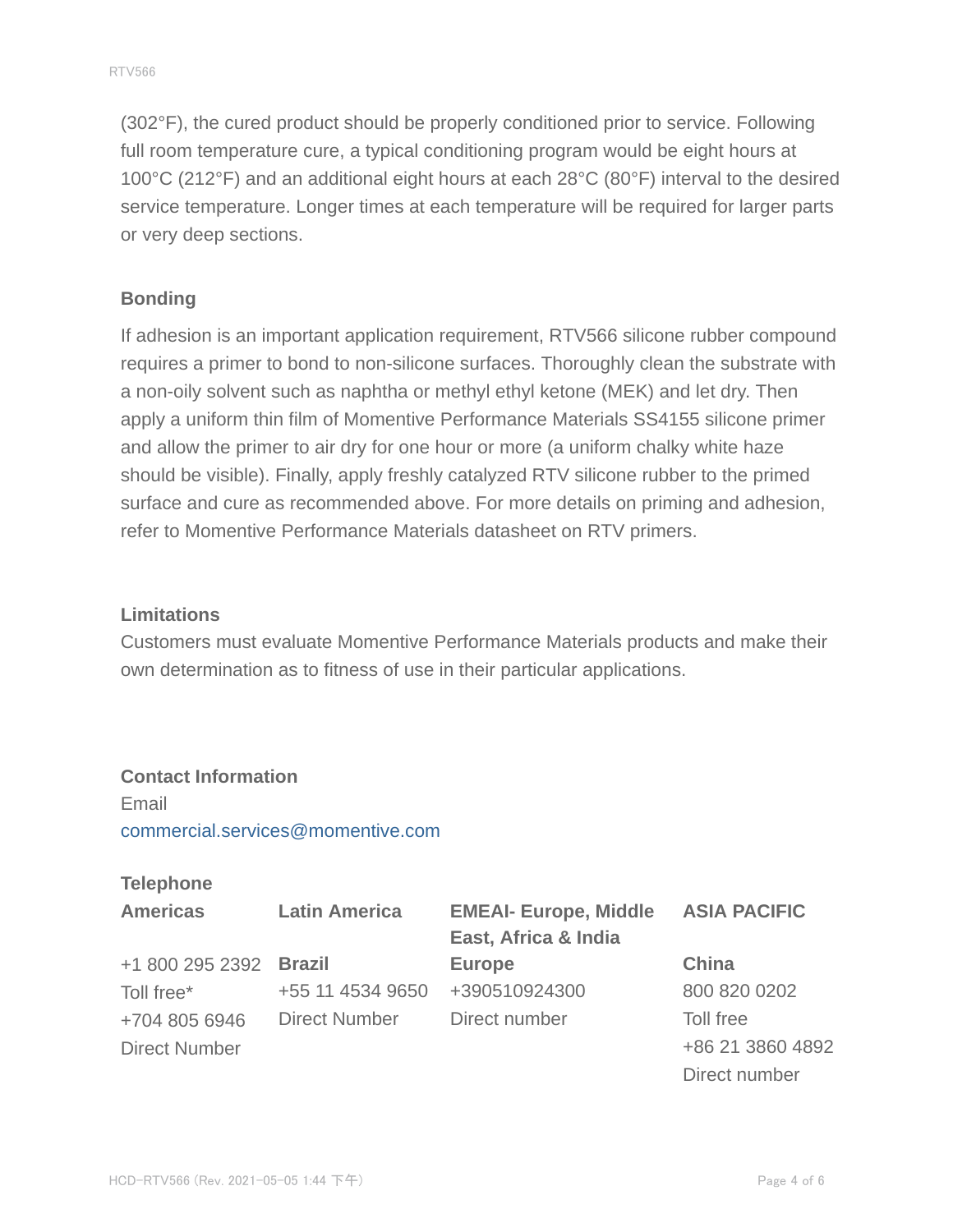(302°F), the cured product should be properly conditioned prior to service. Following full room temperature cure, a typical conditioning program would be eight hours at 100°C (212°F) and an additional eight hours at each 28°C (80°F) interval to the desired service temperature. Longer times at each temperature will be required for larger parts or very deep sections.

### Bonding

If adhesion is an important application requirement, RTV566 silicone rubber compound requires a primer to bond to non-silicone surfaces. Thoroughly clean the substrate with a non-oily solvent such as naphtha or methyl ethyl ketone (MEK) and let dry. Then apply a uniform thin film of Momentive Performance Materials SS4155 silicone primer and allow the primer to air dry for one hour or more (a uniform chalky white haze should be visible). Finally, apply freshly catalyzed RTV silicone rubber to the primed surface and cure as recommended above. For more details on priming and adhesion, refer to Momentive Performance Materials datasheet on RTV primers.

### Limitations

Customers must evaluate Momentive Performance Materials products and make their own determination as to fitness of use in their particular applications.

### Contact Information

Email

commercial.services@momentive.com

**Telephone**

| Americas | Latin America | EMEAI- Europe, Middle East, Africa & India | ASIA PACIFIC |
|---|---|---|---|
| +1 800 295 2392 | **Brazil** | **Europe** | **China** |
| Toll free* | +55 11 4534 9650 | +390510924300 | 800 820 0202 |
| +704 805 6946 | Direct Number | Direct number | Toll free |
| Direct Number | | | +86 21 3860 4892 |
| | | | Direct number |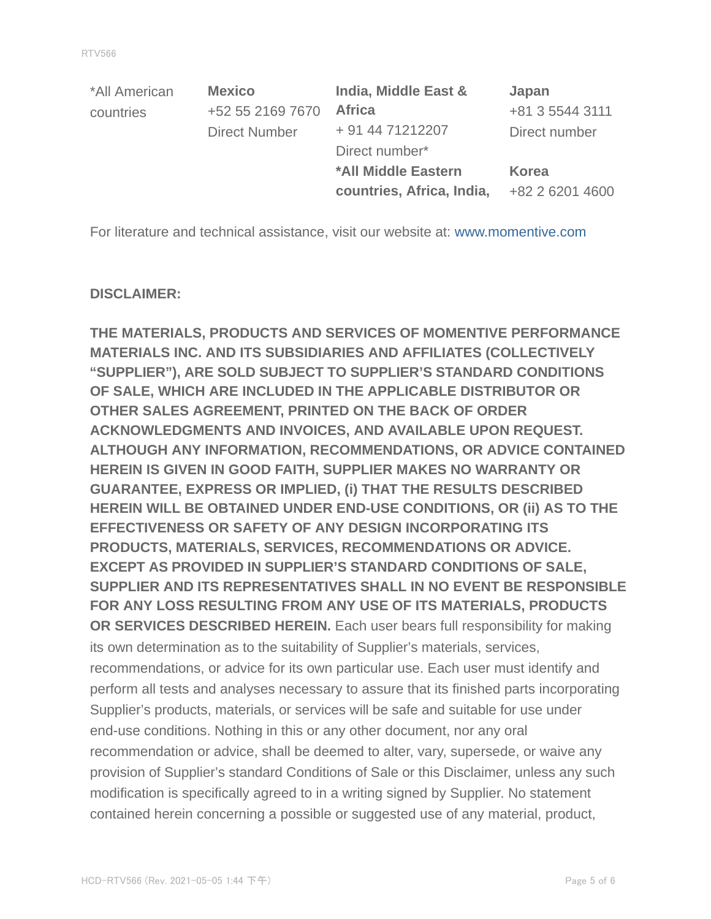| *All American countries | **Mexico**<br>+52 55 2169 7670<br>Direct Number | **India, Middle East & Africa**<br>+ 91 44 71212207<br>Direct number*<br>***All Middle Eastern countries, Africa, India,** | **Japan**<br>+81 3 5544 3111<br>Direct number<br>**Korea**<br>+82 2 6201 4600 |
|---|---|---|---|

For literature and technical assistance, visit our website at: www.momentive.com

**DISCLAIMER:**

**THE MATERIALS, PRODUCTS AND SERVICES OF MOMENTIVE PERFORMANCE MATERIALS INC. AND ITS SUBSIDIARIES AND AFFILIATES (COLLECTIVELY "SUPPLIER"), ARE SOLD SUBJECT TO SUPPLIER'S STANDARD CONDITIONS OF SALE, WHICH ARE INCLUDED IN THE APPLICABLE DISTRIBUTOR OR OTHER SALES AGREEMENT, PRINTED ON THE BACK OF ORDER ACKNOWLEDGMENTS AND INVOICES, AND AVAILABLE UPON REQUEST. ALTHOUGH ANY INFORMATION, RECOMMENDATIONS, OR ADVICE CONTAINED HEREIN IS GIVEN IN GOOD FAITH, SUPPLIER MAKES NO WARRANTY OR GUARANTEE, EXPRESS OR IMPLIED, (i) THAT THE RESULTS DESCRIBED HEREIN WILL BE OBTAINED UNDER END-USE CONDITIONS, OR (ii) AS TO THE EFFECTIVENESS OR SAFETY OF ANY DESIGN INCORPORATING ITS PRODUCTS, MATERIALS, SERVICES, RECOMMENDATIONS OR ADVICE. EXCEPT AS PROVIDED IN SUPPLIER'S STANDARD CONDITIONS OF SALE, SUPPLIER AND ITS REPRESENTATIVES SHALL IN NO EVENT BE RESPONSIBLE FOR ANY LOSS RESULTING FROM ANY USE OF ITS MATERIALS, PRODUCTS OR SERVICES DESCRIBED HEREIN.** Each user bears full responsibility for making its own determination as to the suitability of Supplier's materials, services, recommendations, or advice for its own particular use. Each user must identify and perform all tests and analyses necessary to assure that its finished parts incorporating Supplier's products, materials, or services will be safe and suitable for use under end-use conditions. Nothing in this or any other document, nor any oral recommendation or advice, shall be deemed to alter, vary, supersede, or waive any provision of Supplier's standard Conditions of Sale or this Disclaimer, unless any such modification is specifically agreed to in a writing signed by Supplier. No statement contained herein concerning a possible or suggested use of any material, product,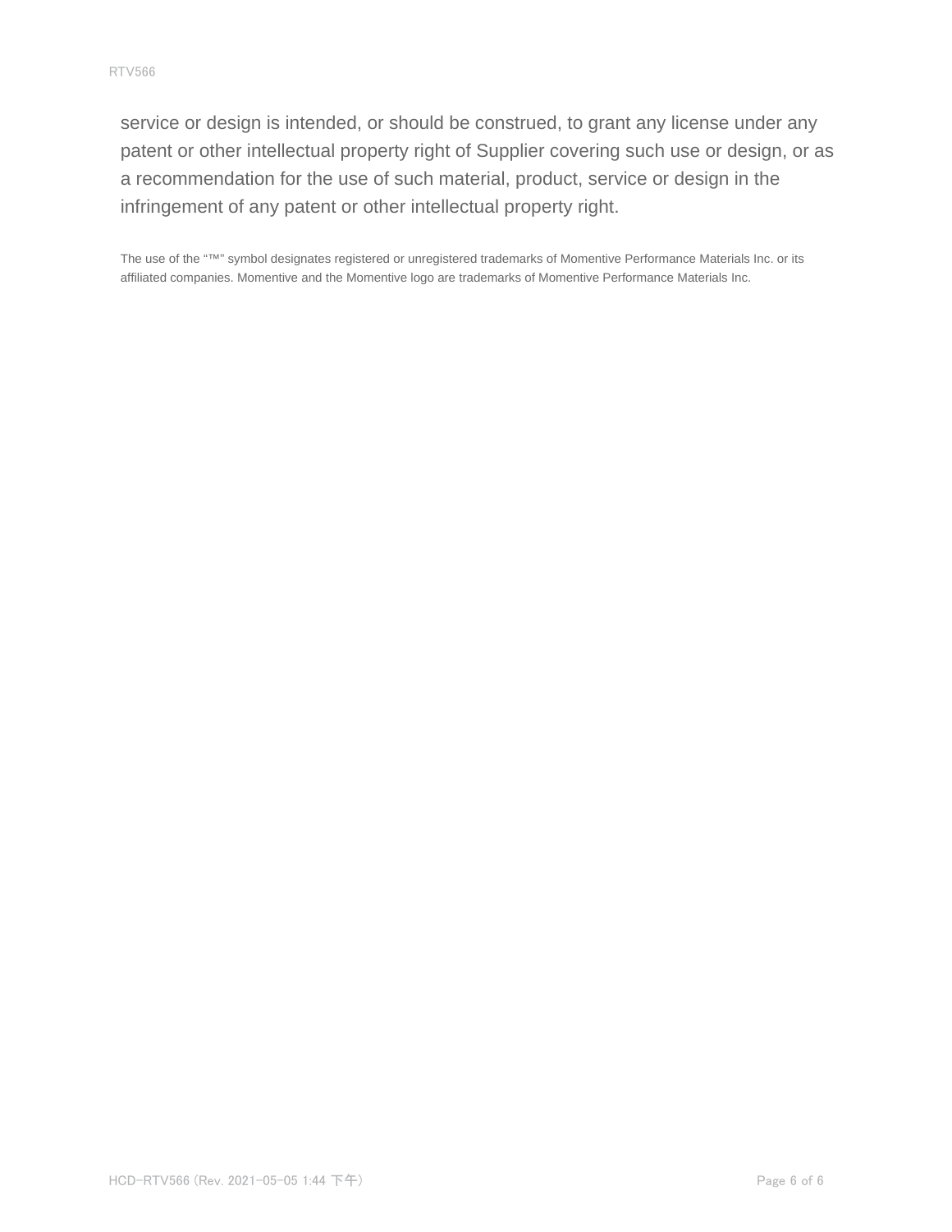service or design is intended, or should be construed, to grant any license under any patent or other intellectual property right of Supplier covering such use or design, or as a recommendation for the use of such material, product, service or design in the infringement of any patent or other intellectual property right.

The use of the "™" symbol designates registered or unregistered trademarks of Momentive Performance Materials Inc. or its affiliated companies. Momentive and the Momentive logo are trademarks of Momentive Performance Materials Inc.